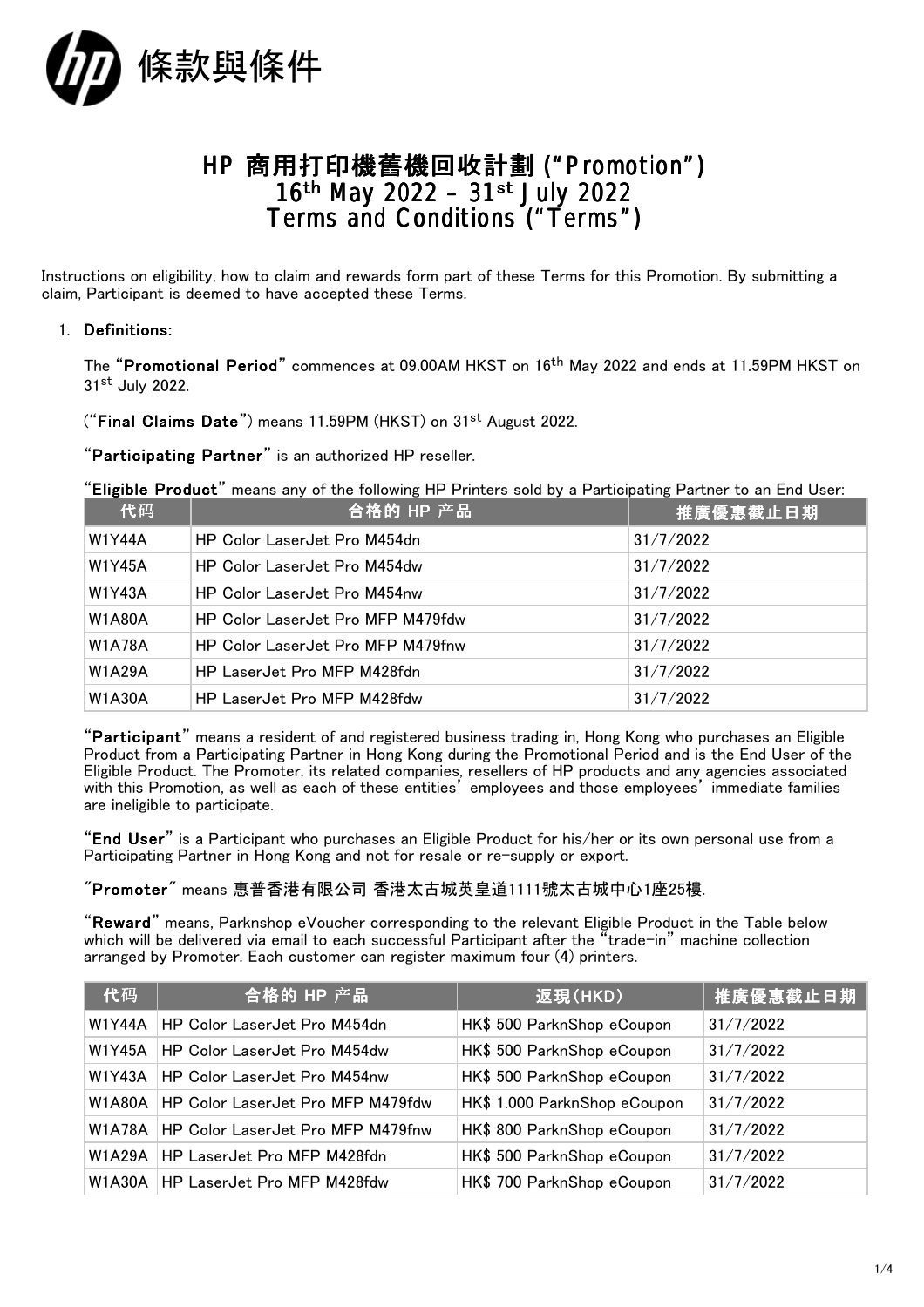# 條款與條件

## HP 商用打印機舊機回收計劃 ("Promotion")
## 16th May 2022 – 31st July 2022
## Terms and Conditions ("Terms")

Instructions on eligibility, how to claim and rewards form part of these Terms for this Promotion. By submitting a claim, Participant is deemed to have accepted these Terms.

1. **Definitions:**

   The "**Promotional Period**" commences at 09.00AM HKST on 16th May 2022 and ends at 11.59PM HKST on 31st July 2022.

   ("**Final Claims Date**") means 11.59PM (HKST) on 31st August 2022.

   "**Participating Partner**" is an authorized HP reseller.

   "**Eligible Product**" means any of the following HP Printers sold by a Participating Partner to an End User:

| 代码 | 合格的 HP 产品 | 推廣優惠截止日期 |
|---|---|---|
| W1Y44A | HP Color LaserJet Pro M454dn | 31/7/2022 |
| W1Y45A | HP Color LaserJet Pro M454dw | 31/7/2022 |
| W1Y43A | HP Color LaserJet Pro M454nw | 31/7/2022 |
| W1A80A | HP Color LaserJet Pro MFP M479fdw | 31/7/2022 |
| W1A78A | HP Color LaserJet Pro MFP M479fnw | 31/7/2022 |
| W1A29A | HP LaserJet Pro MFP M428fdn | 31/7/2022 |
| W1A30A | HP LaserJet Pro MFP M428fdw | 31/7/2022 |

   "**Participant**" means a resident of and registered business trading in, Hong Kong who purchases an Eligible Product from a Participating Partner in Hong Kong during the Promotional Period and is the End User of the Eligible Product. The Promoter, its related companies, resellers of HP products and any agencies associated with this Promotion, as well as each of these entities' employees and those employees' immediate families are ineligible to participate.

   "**End User**" is a Participant who purchases an Eligible Product for his/her or its own personal use from a Participating Partner in Hong Kong and not for resale or re-supply or export.

   "**Promoter**" means 惠普香港有限公司 香港太古城英皇道1111號太古城中心1座25樓.

   "**Reward**" means, Parknshop eVoucher corresponding to the relevant Eligible Product in the Table below which will be delivered via email to each successful Participant after the "trade-in" machine collection arranged by Promoter. Each customer can register maximum four (4) printers.

| 代码 | 合格的 HP 产品 | 返現(HKD) | 推廣優惠截止日期 |
|---|---|---|---|
| W1Y44A | HP Color LaserJet Pro M454dn | HK$ 500 ParknShop eCoupon | 31/7/2022 |
| W1Y45A | HP Color LaserJet Pro M454dw | HK$ 500 ParknShop eCoupon | 31/7/2022 |
| W1Y43A | HP Color LaserJet Pro M454nw | HK$ 500 ParknShop eCoupon | 31/7/2022 |
| W1A80A | HP Color LaserJet Pro MFP M479fdw | HK$ 1.000 ParknShop eCoupon | 31/7/2022 |
| W1A78A | HP Color LaserJet Pro MFP M479fnw | HK$ 800 ParknShop eCoupon | 31/7/2022 |
| W1A29A | HP LaserJet Pro MFP M428fdn | HK$ 500 ParknShop eCoupon | 31/7/2022 |
| W1A30A | HP LaserJet Pro MFP M428fdw | HK$ 700 ParknShop eCoupon | 31/7/2022 |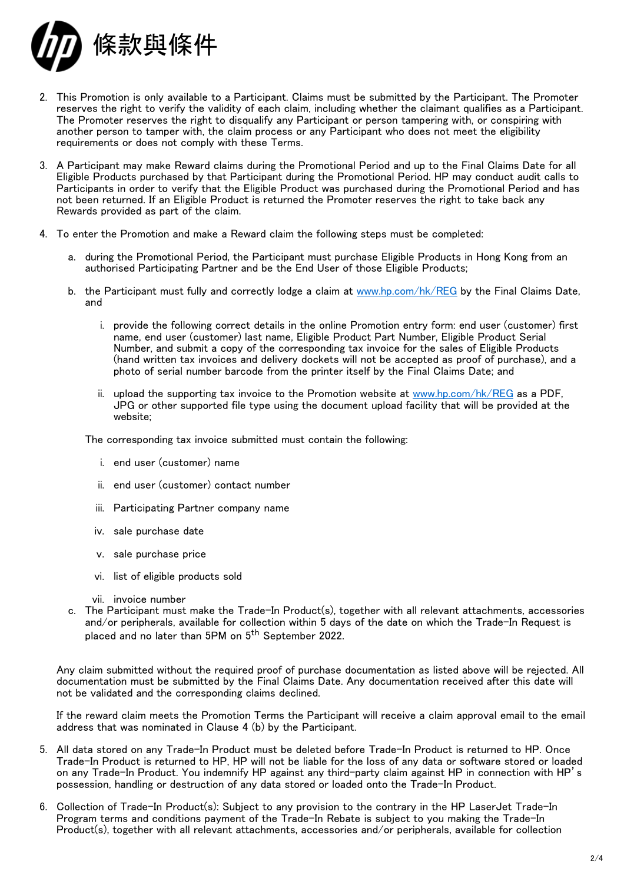# 條款與條件

2. This Promotion is only available to a Participant. Claims must be submitted by the Participant. The Promoter reserves the right to verify the validity of each claim, including whether the claimant qualifies as a Participant. The Promoter reserves the right to disqualify any Participant or person tampering with, or conspiring with another person to tamper with, the claim process or any Participant who does not meet the eligibility requirements or does not comply with these Terms.

3. A Participant may make Reward claims during the Promotional Period and up to the Final Claims Date for all Eligible Products purchased by that Participant during the Promotional Period. HP may conduct audit calls to Participants in order to verify that the Eligible Product was purchased during the Promotional Period and has not been returned. If an Eligible Product is returned the Promoter reserves the right to take back any Rewards provided as part of the claim.

4. To enter the Promotion and make a Reward claim the following steps must be completed:

   a. during the Promotional Period, the Participant must purchase Eligible Products in Hong Kong from an authorised Participating Partner and be the End User of those Eligible Products;

   b. the Participant must fully and correctly lodge a claim at www.hp.com/hk/REG by the Final Claims Date, and

      i. provide the following correct details in the online Promotion entry form: end user (customer) first name, end user (customer) last name, Eligible Product Part Number, Eligible Product Serial Number, and submit a copy of the corresponding tax invoice for the sales of Eligible Products (hand written tax invoices and delivery dockets will not be accepted as proof of purchase), and a photo of serial number barcode from the printer itself by the Final Claims Date; and

      ii. upload the supporting tax invoice to the Promotion website at www.hp.com/hk/REG as a PDF, JPG or other supported file type using the document upload facility that will be provided at the website;

   The corresponding tax invoice submitted must contain the following:

      i. end user (customer) name

      ii. end user (customer) contact number

      iii. Participating Partner company name

      iv. sale purchase date

      v. sale purchase price

      vi. list of eligible products sold

      vii. invoice number

   c. The Participant must make the Trade-In Product(s), together with all relevant attachments, accessories and/or peripherals, available for collection within 5 days of the date on which the Trade-In Request is placed and no later than 5PM on 5th September 2022.

   Any claim submitted without the required proof of purchase documentation as listed above will be rejected. All documentation must be submitted by the Final Claims Date. Any documentation received after this date will not be validated and the corresponding claims declined.

   If the reward claim meets the Promotion Terms the Participant will receive a claim approval email to the email address that was nominated in Clause 4 (b) by the Participant.

5. All data stored on any Trade-In Product must be deleted before Trade-In Product is returned to HP. Once Trade-In Product is returned to HP, HP will not be liable for the loss of any data or software stored or loaded on any Trade-In Product. You indemnify HP against any third-party claim against HP in connection with HP's possession, handling or destruction of any data stored or loaded onto the Trade-In Product.

6. Collection of Trade-In Product(s): Subject to any provision to the contrary in the HP LaserJet Trade-In Program terms and conditions payment of the Trade-In Rebate is subject to you making the Trade-In Product(s), together with all relevant attachments, accessories and/or peripherals, available for collection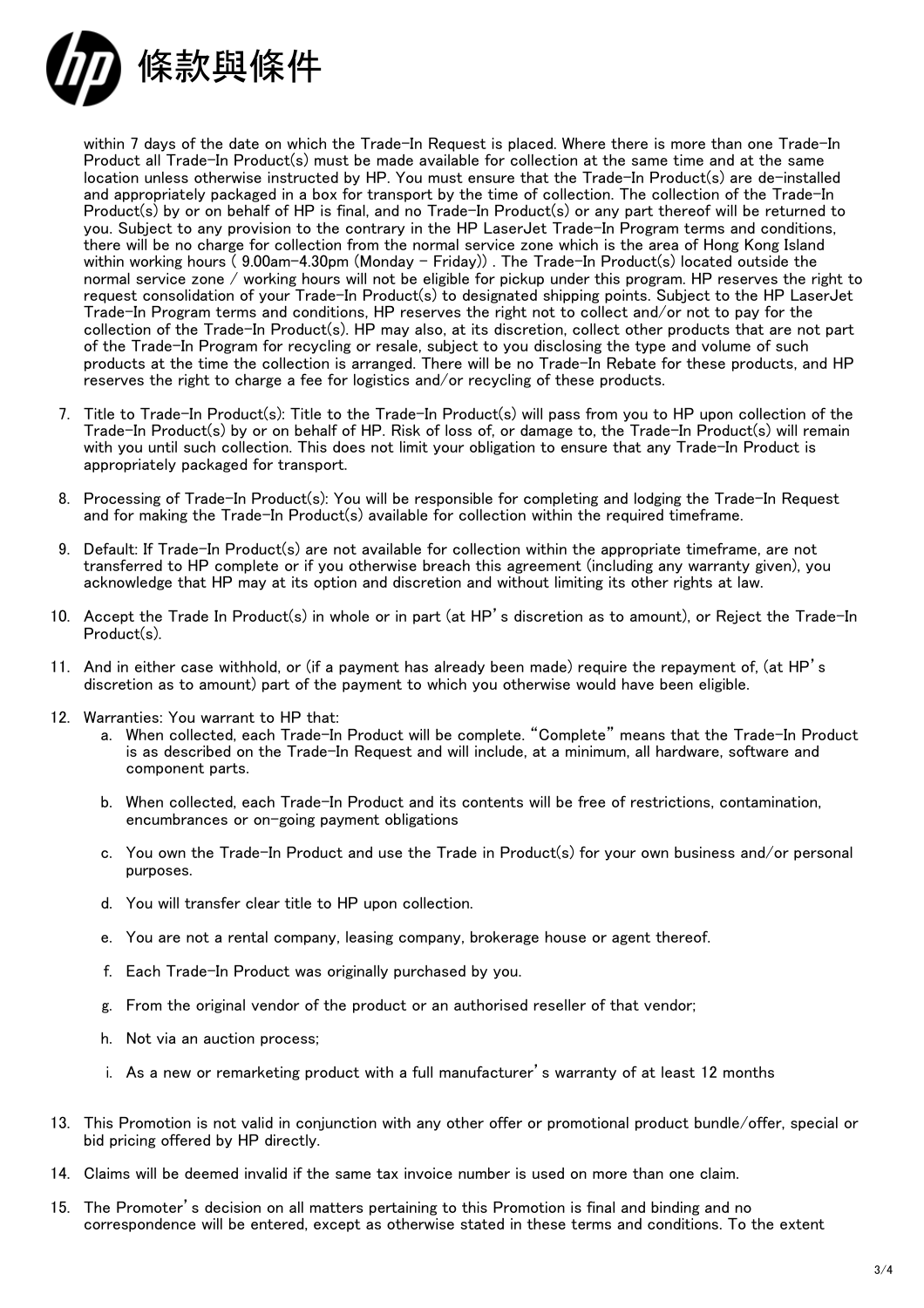within 7 days of the date on which the Trade-In Request is placed. Where there is more than one Trade-In Product all Trade-In Product(s) must be made available for collection at the same time and at the same location unless otherwise instructed by HP. You must ensure that the Trade-In Product(s) are de-installed and appropriately packaged in a box for transport by the time of collection. The collection of the Trade-In Product(s) by or on behalf of HP is final, and no Trade-In Product(s) or any part thereof will be returned to you. Subject to any provision to the contrary in the HP LaserJet Trade-In Program terms and conditions, there will be no charge for collection from the normal service zone which is the area of Hong Kong Island within working hours ( 9.00am-4.30pm (Monday - Friday)) . The Trade-In Product(s) located outside the normal service zone / working hours will not be eligible for pickup under this program. HP reserves the right to request consolidation of your Trade-In Product(s) to designated shipping points. Subject to the HP LaserJet Trade-In Program terms and conditions, HP reserves the right not to collect and/or not to pay for the collection of the Trade-In Product(s). HP may also, at its discretion, collect other products that are not part of the Trade-In Program for recycling or resale, subject to you disclosing the type and volume of such products at the time the collection is arranged. There will be no Trade-In Rebate for these products, and HP reserves the right to charge a fee for logistics and/or recycling of these products.

7. Title to Trade-In Product(s): Title to the Trade-In Product(s) will pass from you to HP upon collection of the Trade-In Product(s) by or on behalf of HP. Risk of loss of, or damage to, the Trade-In Product(s) will remain with you until such collection. This does not limit your obligation to ensure that any Trade-In Product is appropriately packaged for transport.

8. Processing of Trade-In Product(s): You will be responsible for completing and lodging the Trade-In Request and for making the Trade-In Product(s) available for collection within the required timeframe.

9. Default: If Trade-In Product(s) are not available for collection within the appropriate timeframe, are not transferred to HP complete or if you otherwise breach this agreement (including any warranty given), you acknowledge that HP may at its option and discretion and without limiting its other rights at law.

10. Accept the Trade In Product(s) in whole or in part (at HP's discretion as to amount), or Reject the Trade-In Product(s).

11. And in either case withhold, or (if a payment has already been made) require the repayment of, (at HP's discretion as to amount) part of the payment to which you otherwise would have been eligible.

12. Warranties: You warrant to HP that:
    a. When collected, each Trade-In Product will be complete. "Complete" means that the Trade-In Product is as described on the Trade-In Request and will include, at a minimum, all hardware, software and component parts.
    b. When collected, each Trade-In Product and its contents will be free of restrictions, contamination, encumbrances or on-going payment obligations
    c. You own the Trade-In Product and use the Trade in Product(s) for your own business and/or personal purposes.
    d. You will transfer clear title to HP upon collection.
    e. You are not a rental company, leasing company, brokerage house or agent thereof.
    f. Each Trade-In Product was originally purchased by you.
    g. From the original vendor of the product or an authorised reseller of that vendor;
    h. Not via an auction process;
    i. As a new or remarketing product with a full manufacturer's warranty of at least 12 months

13. This Promotion is not valid in conjunction with any other offer or promotional product bundle/offer, special or bid pricing offered by HP directly.

14. Claims will be deemed invalid if the same tax invoice number is used on more than one claim.

15. The Promoter's decision on all matters pertaining to this Promotion is final and binding and no correspondence will be entered, except as otherwise stated in these terms and conditions. To the extent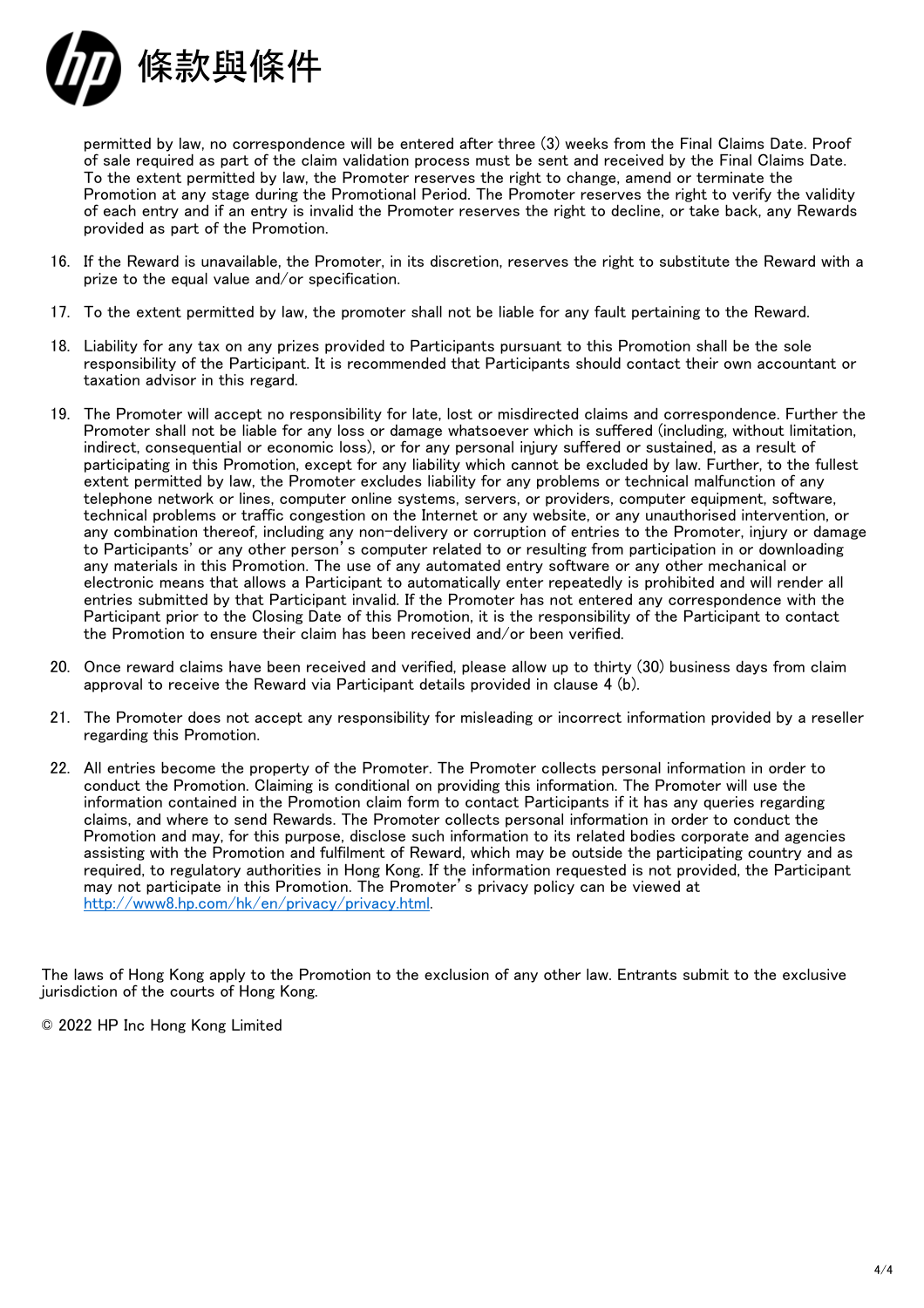permitted by law, no correspondence will be entered after three (3) weeks from the Final Claims Date. Proof of sale required as part of the claim validation process must be sent and received by the Final Claims Date. To the extent permitted by law, the Promoter reserves the right to change, amend or terminate the Promotion at any stage during the Promotional Period. The Promoter reserves the right to verify the validity of each entry and if an entry is invalid the Promoter reserves the right to decline, or take back, any Rewards provided as part of the Promotion.

16. If the Reward is unavailable, the Promoter, in its discretion, reserves the right to substitute the Reward with a prize to the equal value and/or specification.

17. To the extent permitted by law, the promoter shall not be liable for any fault pertaining to the Reward.

18. Liability for any tax on any prizes provided to Participants pursuant to this Promotion shall be the sole responsibility of the Participant. It is recommended that Participants should contact their own accountant or taxation advisor in this regard.

19. The Promoter will accept no responsibility for late, lost or misdirected claims and correspondence. Further the Promoter shall not be liable for any loss or damage whatsoever which is suffered (including, without limitation, indirect, consequential or economic loss), or for any personal injury suffered or sustained, as a result of participating in this Promotion, except for any liability which cannot be excluded by law. Further, to the fullest extent permitted by law, the Promoter excludes liability for any problems or technical malfunction of any telephone network or lines, computer online systems, servers, or providers, computer equipment, software, technical problems or traffic congestion on the Internet or any website, or any unauthorised intervention, or any combination thereof, including any non-delivery or corruption of entries to the Promoter, injury or damage to Participants' or any other person's computer related to or resulting from participation in or downloading any materials in this Promotion. The use of any automated entry software or any other mechanical or electronic means that allows a Participant to automatically enter repeatedly is prohibited and will render all entries submitted by that Participant invalid. If the Promoter has not entered any correspondence with the Participant prior to the Closing Date of this Promotion, it is the responsibility of the Participant to contact the Promotion to ensure their claim has been received and/or been verified.

20. Once reward claims have been received and verified, please allow up to thirty (30) business days from claim approval to receive the Reward via Participant details provided in clause 4 (b).

21. The Promoter does not accept any responsibility for misleading or incorrect information provided by a reseller regarding this Promotion.

22. All entries become the property of the Promoter. The Promoter collects personal information in order to conduct the Promotion. Claiming is conditional on providing this information. The Promoter will use the information contained in the Promotion claim form to contact Participants if it has any queries regarding claims, and where to send Rewards. The Promoter collects personal information in order to conduct the Promotion and may, for this purpose, disclose such information to its related bodies corporate and agencies assisting with the Promotion and fulfilment of Reward, which may be outside the participating country and as required, to regulatory authorities in Hong Kong. If the information requested is not provided, the Participant may not participate in this Promotion. The Promoter's privacy policy can be viewed at [http://www8.hp.com/hk/en/privacy/privacy.html](http://www8.hp.com/hk/en/privacy/privacy.html).

The laws of Hong Kong apply to the Promotion to the exclusion of any other law. Entrants submit to the exclusive jurisdiction of the courts of Hong Kong.

© 2022 HP Inc Hong Kong Limited